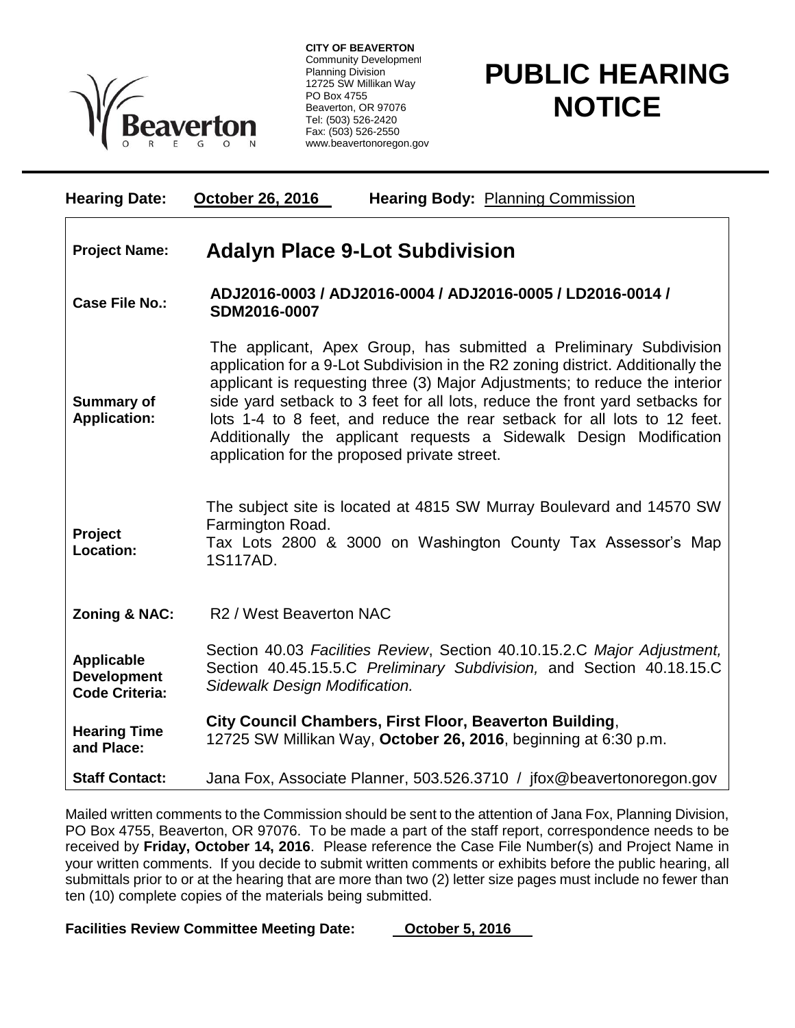**CITY OF BEAVERTON**
Community Development
Planning Division
12725 SW Millikan Way
PO Box 4755
Beaverton, OR 97076
Tel: (503) 526-2420
Fax: (503) 526-2550
www.beavertonoregon.gov

# PUBLIC HEARING NOTICE

**Hearing Date:** **October 26, 2016** **Hearing Body:** Planning Commission

| | |
|---|---|
| **Project Name:** | **Adalyn Place 9-Lot Subdivision** |
| **Case File No.:** | **ADJ2016-0003 / ADJ2016-0004 / ADJ2016-0005 / LD2016-0014 / SDM2016-0007** |
| **Summary of Application:** | The applicant, Apex Group, has submitted a Preliminary Subdivision application for a 9-Lot Subdivision in the R2 zoning district. Additionally the applicant is requesting three (3) Major Adjustments; to reduce the interior side yard setback to 3 feet for all lots, reduce the front yard setbacks for lots 1-4 to 8 feet, and reduce the rear setback for all lots to 12 feet. Additionally the applicant requests a Sidewalk Design Modification application for the proposed private street. |
| **Project Location:** | The subject site is located at 4815 SW Murray Boulevard and 14570 SW Farmington Road. Tax Lots 2800 & 3000 on Washington County Tax Assessor's Map 1S117AD. |
| **Zoning & NAC:** | R2 / West Beaverton NAC |
| **Applicable Development Code Criteria:** | Section 40.03 *Facilities Review*, Section 40.10.15.2.C *Major Adjustment,* Section 40.45.15.5.C *Preliminary Subdivision,* and Section 40.18.15.C *Sidewalk Design Modification.* |
| **Hearing Time and Place:** | **City Council Chambers, First Floor, Beaverton Building**, 12725 SW Millikan Way, **October 26, 2016**, beginning at 6:30 p.m. |
| **Staff Contact:** | Jana Fox, Associate Planner, 503.526.3710 / jfox@beavertonoregon.gov |

Mailed written comments to the Commission should be sent to the attention of Jana Fox, Planning Division, PO Box 4755, Beaverton, OR 97076. To be made a part of the staff report, correspondence needs to be received by **Friday, October 14, 2016**. Please reference the Case File Number(s) and Project Name in your written comments. If you decide to submit written comments or exhibits before the public hearing, all submittals prior to or at the hearing that are more than two (2) letter size pages must include no fewer than ten (10) complete copies of the materials being submitted.

**Facilities Review Committee Meeting Date:** **October 5, 2016**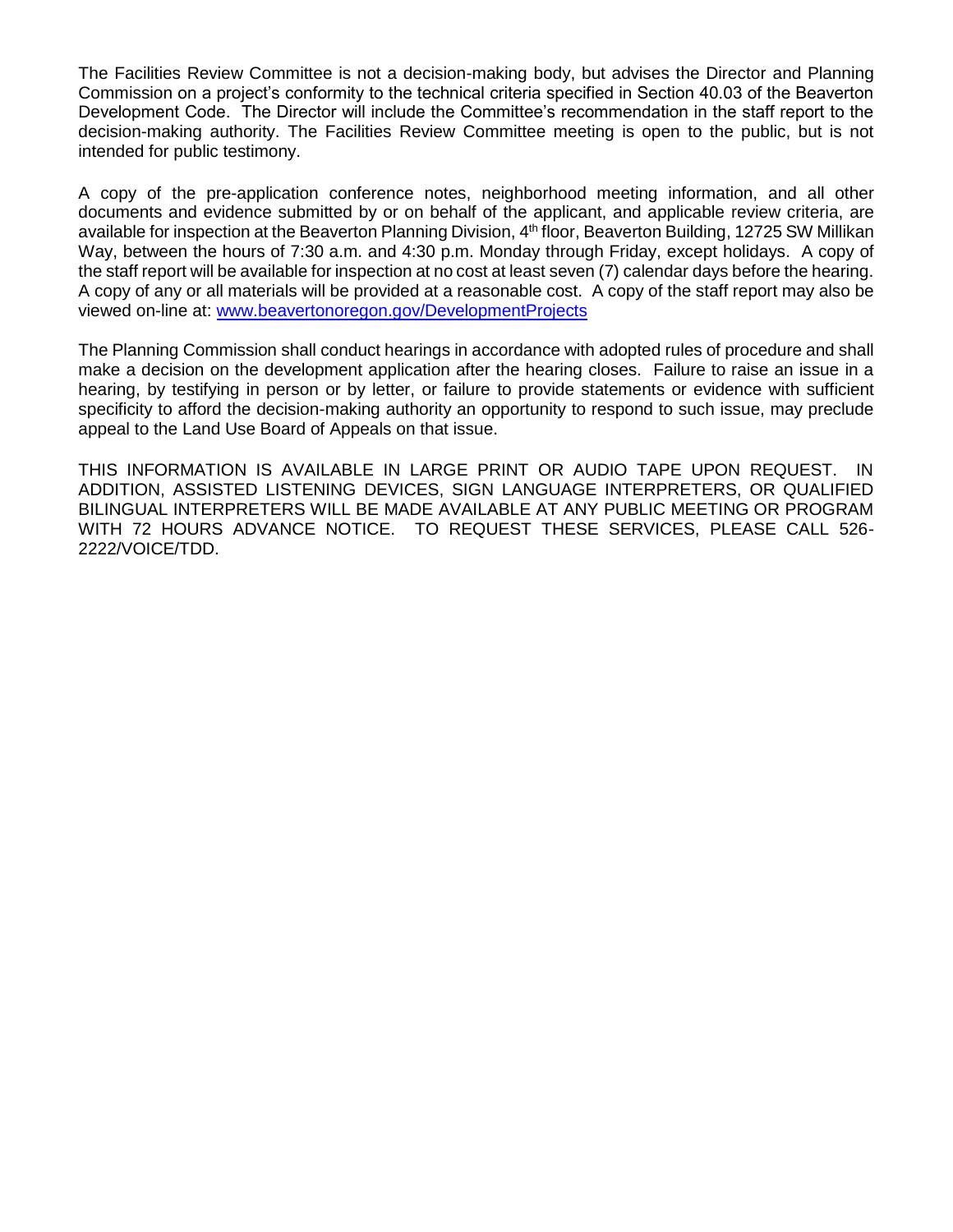The Facilities Review Committee is not a decision-making body, but advises the Director and Planning Commission on a project's conformity to the technical criteria specified in Section 40.03 of the Beaverton Development Code. The Director will include the Committee's recommendation in the staff report to the decision-making authority. The Facilities Review Committee meeting is open to the public, but is not intended for public testimony.

A copy of the pre-application conference notes, neighborhood meeting information, and all other documents and evidence submitted by or on behalf of the applicant, and applicable review criteria, are available for inspection at the Beaverton Planning Division, 4th floor, Beaverton Building, 12725 SW Millikan Way, between the hours of 7:30 a.m. and 4:30 p.m. Monday through Friday, except holidays. A copy of the staff report will be available for inspection at no cost at least seven (7) calendar days before the hearing. A copy of any or all materials will be provided at a reasonable cost. A copy of the staff report may also be viewed on-line at: [www.beavertonoregon.gov/DevelopmentProjects](http://www.beavertonoregon.gov/DevelopmentProjects)

The Planning Commission shall conduct hearings in accordance with adopted rules of procedure and shall make a decision on the development application after the hearing closes. Failure to raise an issue in a hearing, by testifying in person or by letter, or failure to provide statements or evidence with sufficient specificity to afford the decision-making authority an opportunity to respond to such issue, may preclude appeal to the Land Use Board of Appeals on that issue.

THIS INFORMATION IS AVAILABLE IN LARGE PRINT OR AUDIO TAPE UPON REQUEST. IN ADDITION, ASSISTED LISTENING DEVICES, SIGN LANGUAGE INTERPRETERS, OR QUALIFIED BILINGUAL INTERPRETERS WILL BE MADE AVAILABLE AT ANY PUBLIC MEETING OR PROGRAM WITH 72 HOURS ADVANCE NOTICE. TO REQUEST THESE SERVICES, PLEASE CALL 526-2222/VOICE/TDD.